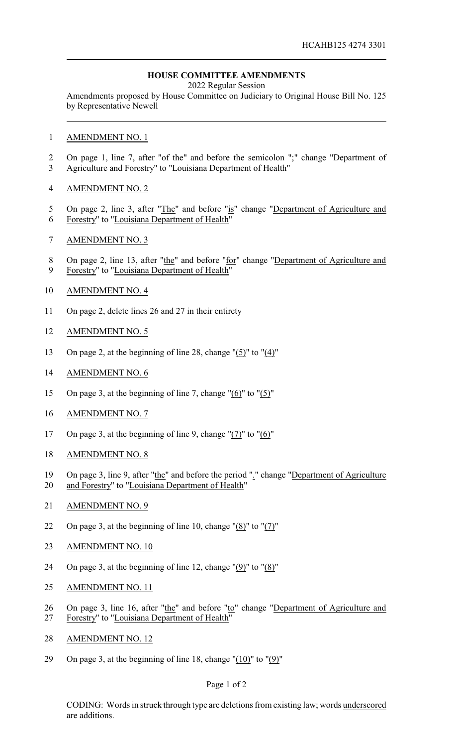HCAHB125 4274 3301

**HOUSE COMMITTEE AMENDMENTS**

2022 Regular Session

Amendments proposed by House Committee on Judiciary to Original House Bill No. 125 by Representative Newell

AMENDMENT NO. 1

On page 1, line 7, after "of the" and before the semicolon ";" change "Department of Agriculture and Forestry" to "Louisiana Department of Health"

AMENDMENT NO. 2

On page 2, line 3, after "The" and before "is" change "Department of Agriculture and Forestry" to "Louisiana Department of Health"

AMENDMENT NO. 3

On page 2, line 13, after "the" and before "for" change "Department of Agriculture and Forestry" to "Louisiana Department of Health"

AMENDMENT NO. 4

On page 2, delete lines 26 and 27 in their entirety

AMENDMENT NO. 5

On page 2, at the beginning of line 28, change "(5)" to "(4)"

AMENDMENT NO. 6

On page 3, at the beginning of line 7, change "(6)" to "(5)"

AMENDMENT NO. 7

On page 3, at the beginning of line 9, change "(7)" to "(6)"

AMENDMENT NO. 8

On page 3, line 9, after "the" and before the period "." change "Department of Agriculture and Forestry" to "Louisiana Department of Health"

AMENDMENT NO. 9

On page 3, at the beginning of line 10, change "(8)" to "(7)"

AMENDMENT NO. 10

On page 3, at the beginning of line 12, change "(9)" to "(8)"

AMENDMENT NO. 11

On page 3, line 16, after "the" and before "to" change "Department of Agriculture and Forestry" to "Louisiana Department of Health"

AMENDMENT NO. 12

On page 3, at the beginning of line 18, change "(10)" to "(9)"

CODING: Words in ~~struck through~~ type are deletions from existing law; words underscored are additions.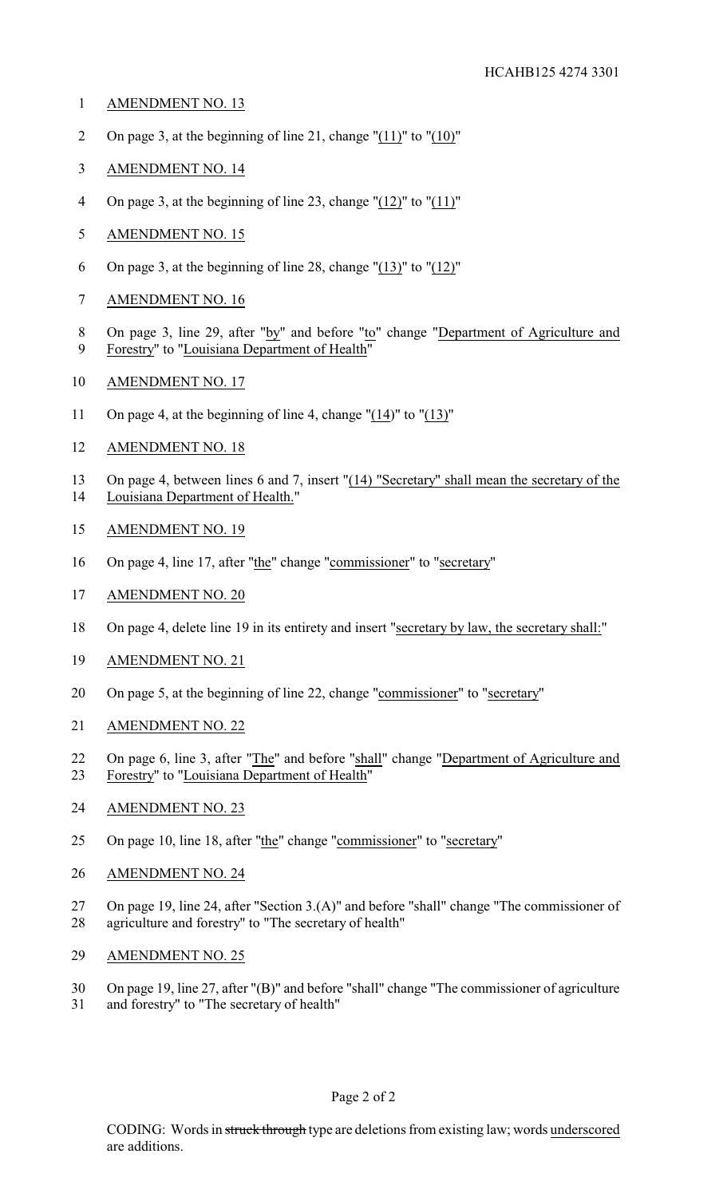AMENDMENT NO. 13

On page 3, at the beginning of line 21, change "(11)" to "(10)"

AMENDMENT NO. 14

On page 3, at the beginning of line 23, change "(12)" to "(11)"

AMENDMENT NO. 15

On page 3, at the beginning of line 28, change "(13)" to "(12)"

AMENDMENT NO. 16

On page 3, line 29, after "by" and before "to" change "Department of Agriculture and Forestry" to "Louisiana Department of Health"

AMENDMENT NO. 17

On page 4, at the beginning of line 4, change "(14)" to "(13)"

AMENDMENT NO. 18

On page 4, between lines 6 and 7, insert "(14) "Secretary" shall mean the secretary of the Louisiana Department of Health."

AMENDMENT NO. 19

On page 4, line 17, after "the" change "commissioner" to "secretary"

AMENDMENT NO. 20

On page 4, delete line 19 in its entirety and insert "secretary by law, the secretary shall:"

AMENDMENT NO. 21

On page 5, at the beginning of line 22, change "commissioner" to "secretary"

AMENDMENT NO. 22

On page 6, line 3, after "The" and before "shall" change "Department of Agriculture and Forestry" to "Louisiana Department of Health"

AMENDMENT NO. 23

On page 10, line 18, after "the" change "commissioner" to "secretary"

AMENDMENT NO. 24

On page 19, line 24, after "Section 3.(A)" and before "shall" change "The commissioner of agriculture and forestry" to "The secretary of health"

AMENDMENT NO. 25

On page 19, line 27, after "(B)" and before "shall" change "The commissioner of agriculture and forestry" to "The secretary of health"

CODING: Words in ~~struck through~~ type are deletions from existing law; words underscored are additions.